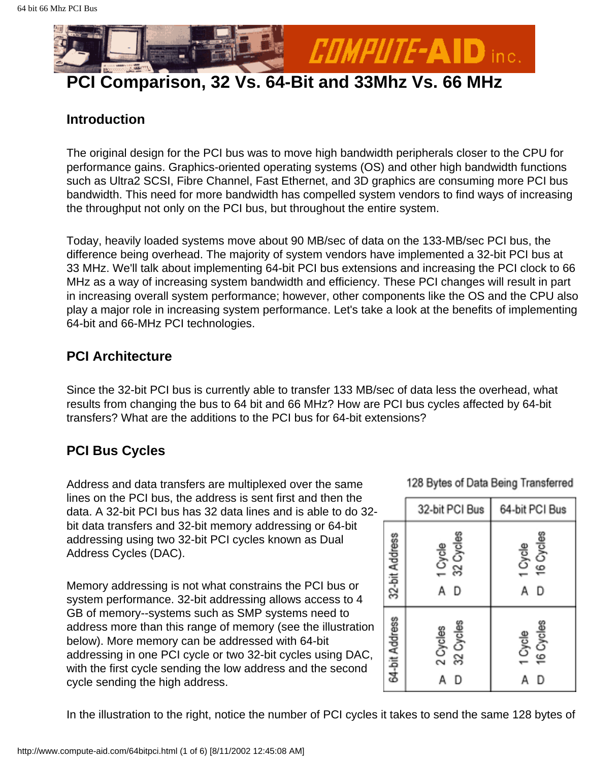# PCI Comparison, 32 Vs. 64-Bit and 33Mhz Vs. 66 MHz

## Introduction

The original design for the PCI bus was to move high bandwidth peripherals closer to the CPU for performance gains. Graphics-oriented operating systems (OS) and other high bandwidth functions such as Ultra2 SCSI, Fibre Channel, Fast Ethernet, and 3D graphics are consuming more PCI bus bandwidth. This need for more bandwidth has compelled system vendors to find ways of increasing the throughput not only on the PCI bus, but throughout the entire system.

Today, heavily loaded systems move about 90 MB/sec of data on the 133-MB/sec PCI bus, the difference being overhead. The majority of system vendors have implemented a 32-bit PCI bus at 33 MHz. We'll talk about implementing 64-bit PCI bus extensions and increasing the PCI clock to 66 MHz as a way of increasing system bandwidth and efficiency. These PCI changes will result in part in increasing overall system performance; however, other components like the OS and the CPU also play a major role in increasing system performance. Let's take a look at the benefits of implementing 64-bit and 66-MHz PCI technologies.

## PCI Architecture

Since the 32-bit PCI bus is currently able to transfer 133 MB/sec of data less the overhead, what results from changing the bus to 64 bit and 66 MHz? How are PCI bus cycles affected by 64-bit transfers? What are the additions to the PCI bus for 64-bit extensions?

## PCI Bus Cycles

Address and data transfers are multiplexed over the same lines on the PCI bus, the address is sent first and then the data. A 32-bit PCI bus has 32 data lines and is able to do 32-bit data transfers and 32-bit memory addressing or 64-bit addressing using two 32-bit PCI cycles known as Dual Address Cycles (DAC).

Memory addressing is not what constrains the PCI bus or system performance. 32-bit addressing allows access to 4 GB of memory--systems such as SMP systems need to address more than this range of memory (see the illustration below). More memory can be addressed with 64-bit addressing in one PCI cycle or two 32-bit cycles using DAC, with the first cycle sending the low address and the second cycle sending the high address.

128 Bytes of Data Being Transferred

| | 32-bit PCI Bus | 64-bit PCI Bus |
|---|---|---|
| 32-bit Address | A: 1 Cycle, D: 32 Cycles | A: 1 Cycle, D: 16 Cycles |
| 64-bit Address | A: 2 Cycles, D: 32 Cycles | A: 1 Cycle, D: 16 Cycles |

In the illustration to the right, notice the number of PCI cycles it takes to send the same 128 bytes of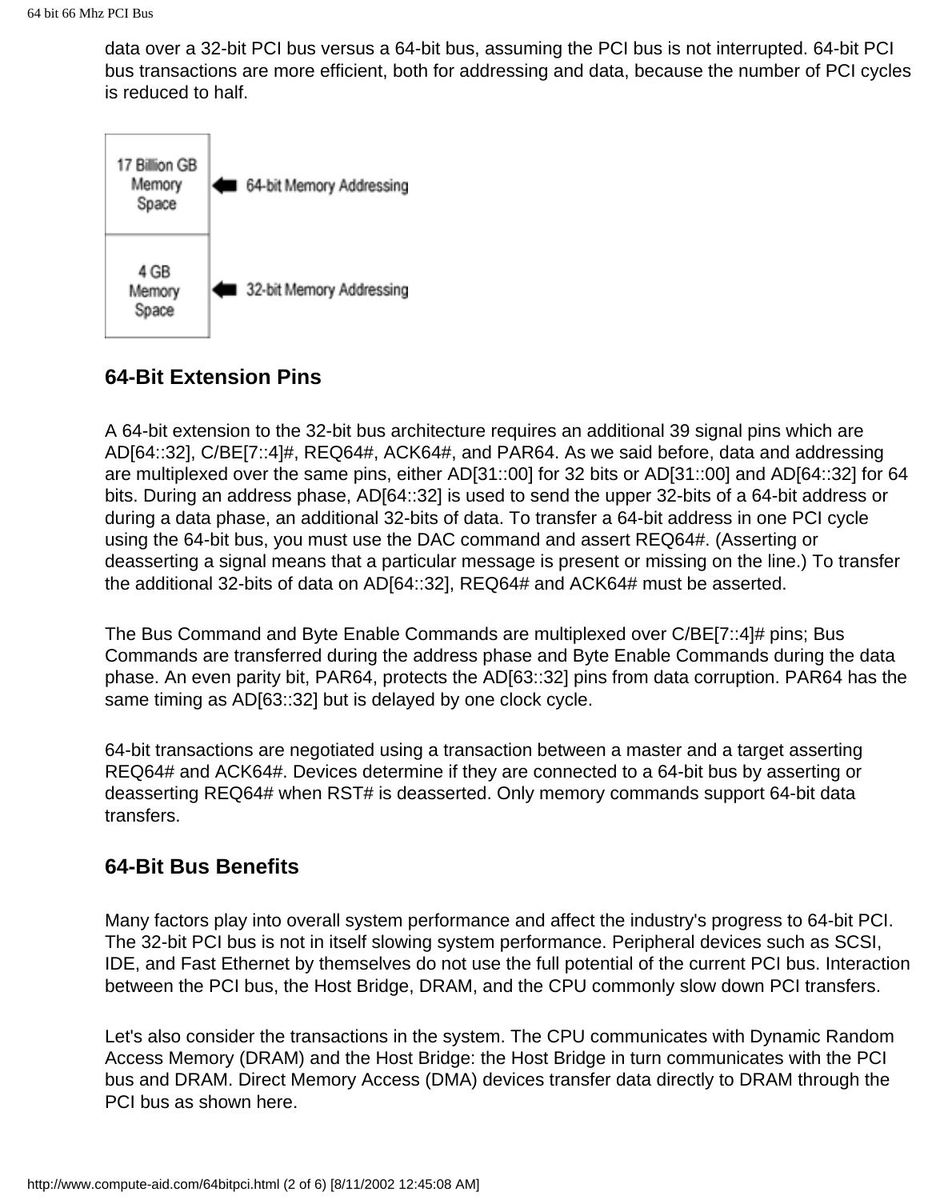data over a 32-bit PCI bus versus a 64-bit bus, assuming the PCI bus is not interrupted. 64-bit PCI bus transactions are more efficient, both for addressing and data, because the number of PCI cycles is reduced to half.

| | |
|---|---|
| 17 Billion GB Memory Space | ← 64-bit Memory Addressing |
| 4 GB Memory Space | ← 32-bit Memory Addressing |

## 64-Bit Extension Pins

A 64-bit extension to the 32-bit bus architecture requires an additional 39 signal pins which are AD[64::32], C/BE[7::4]#, REQ64#, ACK64#, and PAR64. As we said before, data and addressing are multiplexed over the same pins, either AD[31::00] for 32 bits or AD[31::00] and AD[64::32] for 64 bits. During an address phase, AD[64::32] is used to send the upper 32-bits of a 64-bit address or during a data phase, an additional 32-bits of data. To transfer a 64-bit address in one PCI cycle using the 64-bit bus, you must use the DAC command and assert REQ64#. (Asserting or deasserting a signal means that a particular message is present or missing on the line.) To transfer the additional 32-bits of data on AD[64::32], REQ64# and ACK64# must be asserted.

The Bus Command and Byte Enable Commands are multiplexed over C/BE[7::4]# pins; Bus Commands are transferred during the address phase and Byte Enable Commands during the data phase. An even parity bit, PAR64, protects the AD[63::32] pins from data corruption. PAR64 has the same timing as AD[63::32] but is delayed by one clock cycle.

64-bit transactions are negotiated using a transaction between a master and a target asserting REQ64# and ACK64#. Devices determine if they are connected to a 64-bit bus by asserting or deasserting REQ64# when RST# is deasserted. Only memory commands support 64-bit data transfers.

## 64-Bit Bus Benefits

Many factors play into overall system performance and affect the industry's progress to 64-bit PCI. The 32-bit PCI bus is not in itself slowing system performance. Peripheral devices such as SCSI, IDE, and Fast Ethernet by themselves do not use the full potential of the current PCI bus. Interaction between the PCI bus, the Host Bridge, DRAM, and the CPU commonly slow down PCI transfers.

Let's also consider the transactions in the system. The CPU communicates with Dynamic Random Access Memory (DRAM) and the Host Bridge: the Host Bridge in turn communicates with the PCI bus and DRAM. Direct Memory Access (DMA) devices transfer data directly to DRAM through the PCI bus as shown here.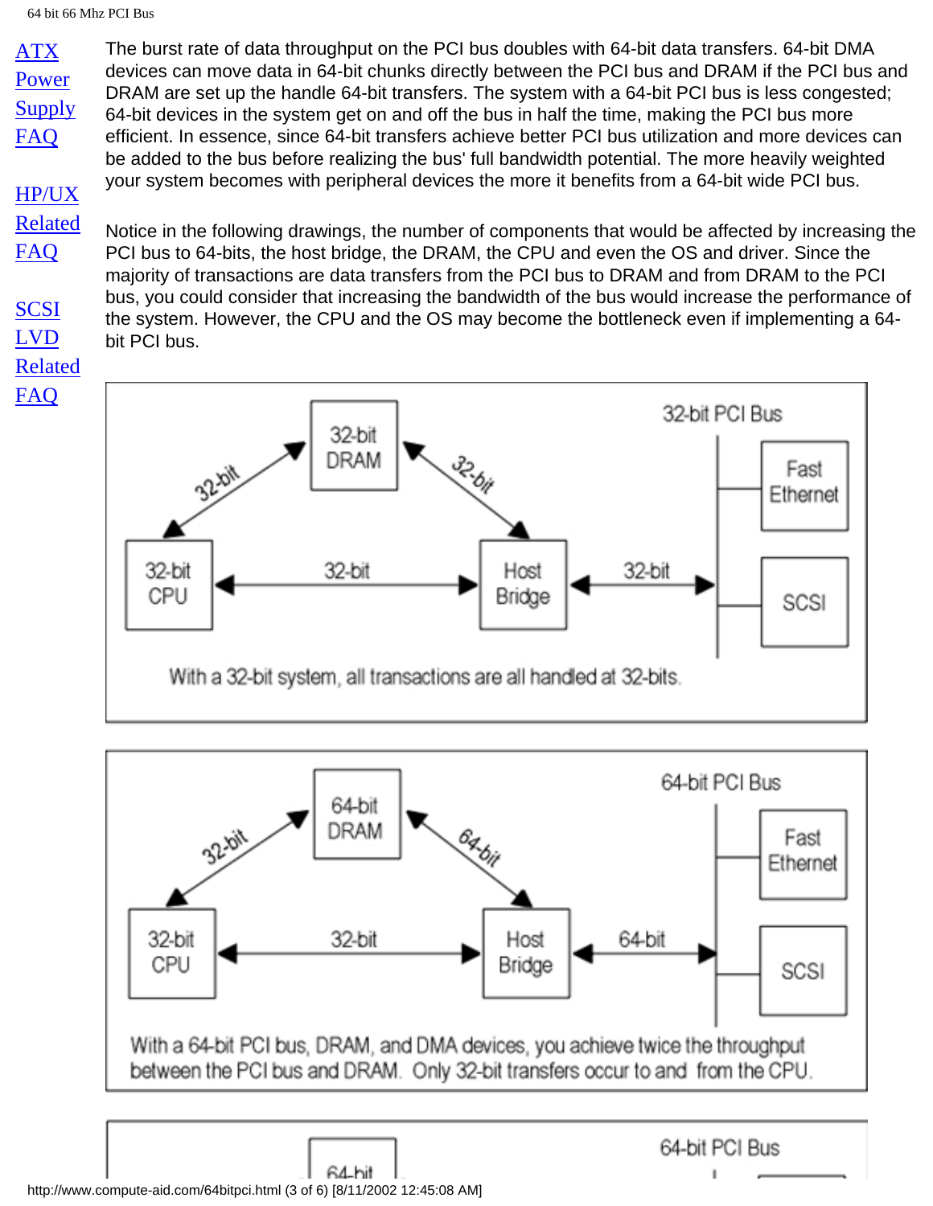ATX Power Supply FAQ

HP/UX Related FAQ

SCSI LVD Related FAQ

The burst rate of data throughput on the PCI bus doubles with 64-bit data transfers. 64-bit DMA devices can move data in 64-bit chunks directly between the PCI bus and DRAM if the PCI bus and DRAM are set up the handle 64-bit transfers. The system with a 64-bit PCI bus is less congested; 64-bit devices in the system get on and off the bus in half the time, making the PCI bus more efficient. In essence, since 64-bit transfers achieve better PCI bus utilization and more devices can be added to the bus before realizing the bus' full bandwidth potential. The more heavily weighted your system becomes with peripheral devices the more it benefits from a 64-bit wide PCI bus.

Notice in the following drawings, the number of components that would be affected by increasing the PCI bus to 64-bits, the host bridge, the DRAM, the CPU and even the OS and driver. Since the majority of transactions are data transfers from the PCI bus to DRAM and from DRAM to the PCI bus, you could consider that increasing the bandwidth of the bus would increase the performance of the system. However, the CPU and the OS may become the bottleneck even if implementing a 64-bit PCI bus.

32-bit PCI Bus

32-bit DRAM, 32-bit CPU, Host Bridge, Fast Ethernet, SCSI (all links 32-bit)

With a 32-bit system, all transactions are all handled at 32-bits.

64-bit PCI Bus

64-bit DRAM, 32-bit CPU, Host Bridge, Fast Ethernet, SCSI (CPU–DRAM 32-bit, CPU–Host Bridge 32-bit, DRAM–Host Bridge 64-bit, Host Bridge–PCI Bus 64-bit)

With a 64-bit PCI bus, DRAM, and DMA devices, you achieve twice the throughput between the PCI bus and DRAM. Only 32-bit transfers occur to and from the CPU.

64-bit PCI Bus

64-bit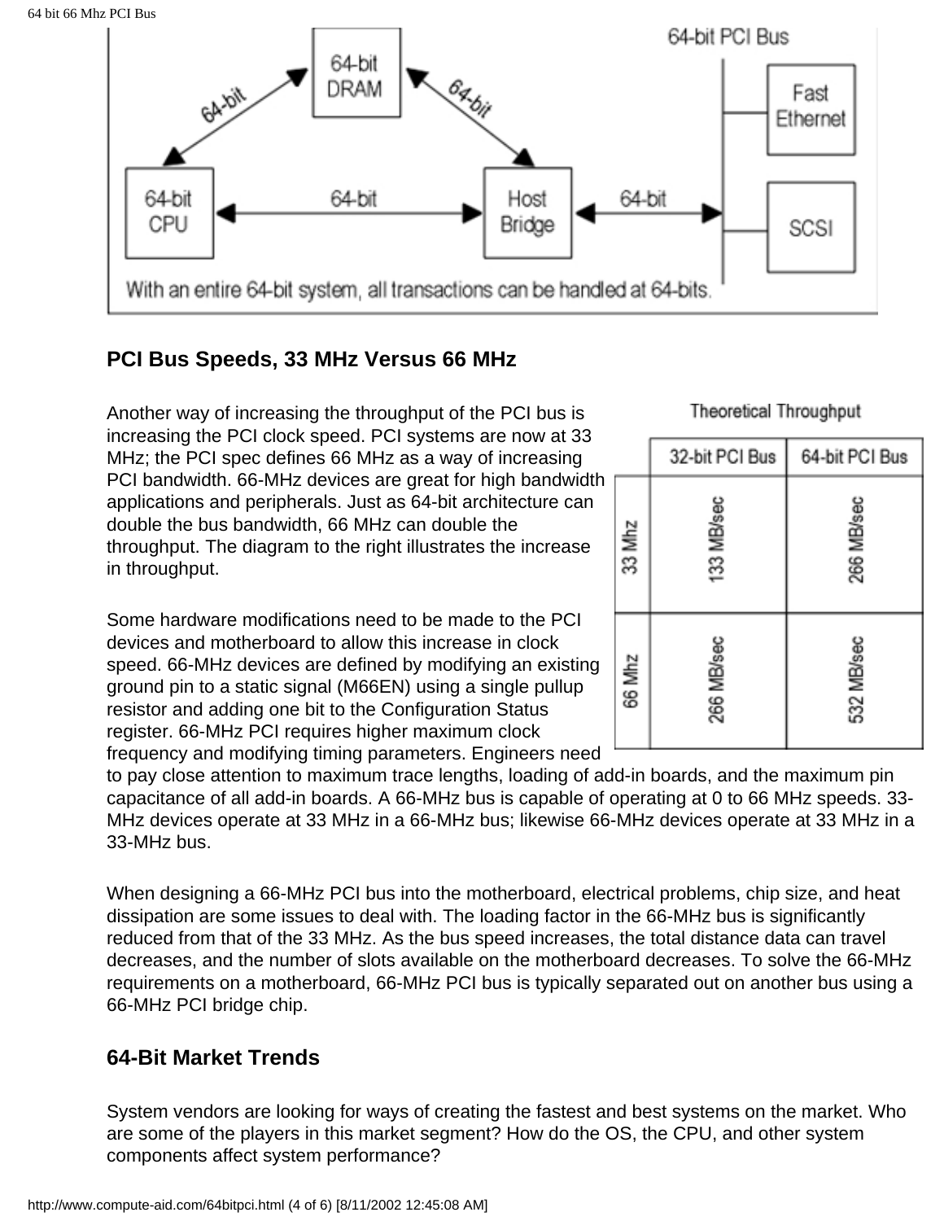With an entire 64-bit system, all transactions can be handled at 64-bits.

## PCI Bus Speeds, 33 MHz Versus 66 MHz

Another way of increasing the throughput of the PCI bus is increasing the PCI clock speed. PCI systems are now at 33 MHz; the PCI spec defines 66 MHz as a way of increasing PCI bandwidth. 66-MHz devices are great for high bandwidth applications and peripherals. Just as 64-bit architecture can double the bus bandwidth, 66 MHz can double the throughput. The diagram to the right illustrates the increase in throughput.

Theoretical Throughput

| | 32-bit PCI Bus | 64-bit PCI Bus |
|---|---|---|
| 33 Mhz | 133 MB/sec | 266 MB/sec |
| 66 Mhz | 266 MB/sec | 532 MB/sec |

Some hardware modifications need to be made to the PCI devices and motherboard to allow this increase in clock speed. 66-MHz devices are defined by modifying an existing ground pin to a static signal (M66EN) using a single pullup resistor and adding one bit to the Configuration Status register. 66-MHz PCI requires higher maximum clock frequency and modifying timing parameters. Engineers need to pay close attention to maximum trace lengths, loading of add-in boards, and the maximum pin capacitance of all add-in boards. A 66-MHz bus is capable of operating at 0 to 66 MHz speeds. 33-MHz devices operate at 33 MHz in a 66-MHz bus; likewise 66-MHz devices operate at 33 MHz in a 33-MHz bus.

When designing a 66-MHz PCI bus into the motherboard, electrical problems, chip size, and heat dissipation are some issues to deal with. The loading factor in the 66-MHz bus is significantly reduced from that of the 33 MHz. As the bus speed increases, the total distance data can travel decreases, and the number of slots available on the motherboard decreases. To solve the 66-MHz requirements on a motherboard, 66-MHz PCI bus is typically separated out on another bus using a 66-MHz PCI bridge chip.

## 64-Bit Market Trends

System vendors are looking for ways of creating the fastest and best systems on the market. Who are some of the players in this market segment? How do the OS, the CPU, and other system components affect system performance?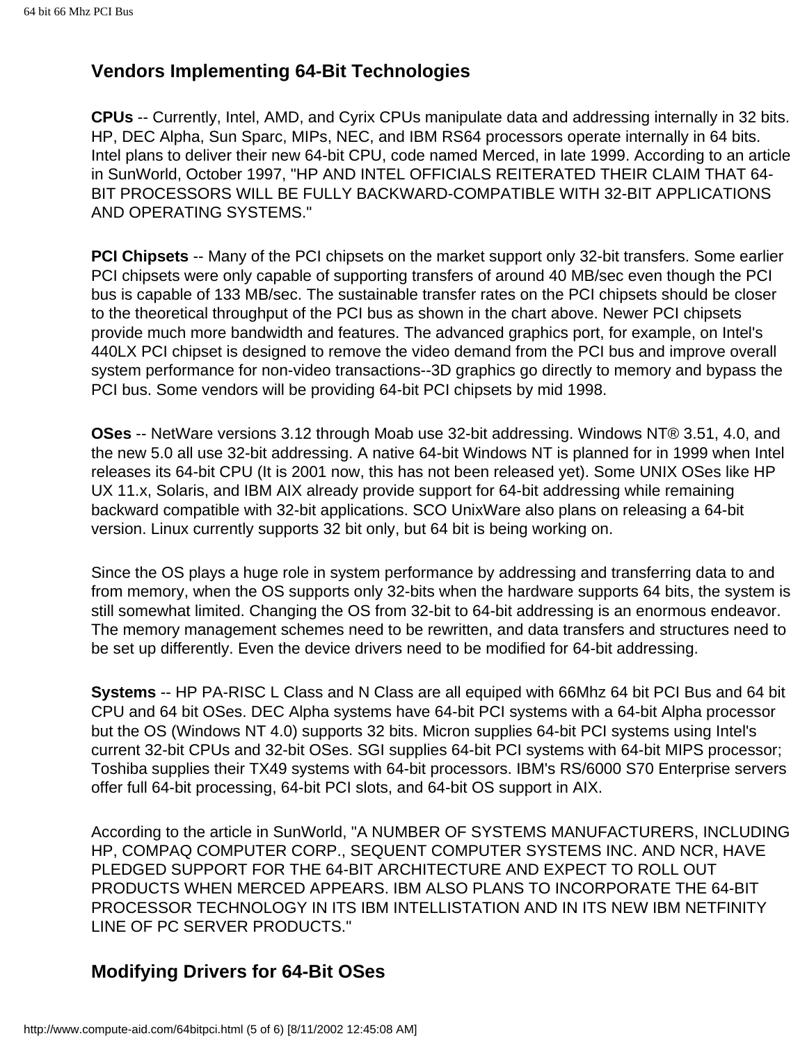## Vendors Implementing 64-Bit Technologies

**CPUs** -- Currently, Intel, AMD, and Cyrix CPUs manipulate data and addressing internally in 32 bits. HP, DEC Alpha, Sun Sparc, MIPs, NEC, and IBM RS64 processors operate internally in 64 bits. Intel plans to deliver their new 64-bit CPU, code named Merced, in late 1999. According to an article in SunWorld, October 1997, "HP AND INTEL OFFICIALS REITERATED THEIR CLAIM THAT 64-BIT PROCESSORS WILL BE FULLY BACKWARD-COMPATIBLE WITH 32-BIT APPLICATIONS AND OPERATING SYSTEMS."

**PCI Chipsets** -- Many of the PCI chipsets on the market support only 32-bit transfers. Some earlier PCI chipsets were only capable of supporting transfers of around 40 MB/sec even though the PCI bus is capable of 133 MB/sec. The sustainable transfer rates on the PCI chipsets should be closer to the theoretical throughput of the PCI bus as shown in the chart above. Newer PCI chipsets provide much more bandwidth and features. The advanced graphics port, for example, on Intel's 440LX PCI chipset is designed to remove the video demand from the PCI bus and improve overall system performance for non-video transactions--3D graphics go directly to memory and bypass the PCI bus. Some vendors will be providing 64-bit PCI chipsets by mid 1998.

**OSes** -- NetWare versions 3.12 through Moab use 32-bit addressing. Windows NT® 3.51, 4.0, and the new 5.0 all use 32-bit addressing. A native 64-bit Windows NT is planned for in 1999 when Intel releases its 64-bit CPU (It is 2001 now, this has not been released yet). Some UNIX OSes like HP UX 11.x, Solaris, and IBM AIX already provide support for 64-bit addressing while remaining backward compatible with 32-bit applications. SCO UnixWare also plans on releasing a 64-bit version. Linux currently supports 32 bit only, but 64 bit is being working on.

Since the OS plays a huge role in system performance by addressing and transferring data to and from memory, when the OS supports only 32-bits when the hardware supports 64 bits, the system is still somewhat limited. Changing the OS from 32-bit to 64-bit addressing is an enormous endeavor. The memory management schemes need to be rewritten, and data transfers and structures need to be set up differently. Even the device drivers need to be modified for 64-bit addressing.

**Systems** -- HP PA-RISC L Class and N Class are all equiped with 66Mhz 64 bit PCI Bus and 64 bit CPU and 64 bit OSes. DEC Alpha systems have 64-bit PCI systems with a 64-bit Alpha processor but the OS (Windows NT 4.0) supports 32 bits. Micron supplies 64-bit PCI systems using Intel's current 32-bit CPUs and 32-bit OSes. SGI supplies 64-bit PCI systems with 64-bit MIPS processor; Toshiba supplies their TX49 systems with 64-bit processors. IBM's RS/6000 S70 Enterprise servers offer full 64-bit processing, 64-bit PCI slots, and 64-bit OS support in AIX.

According to the article in SunWorld, "A NUMBER OF SYSTEMS MANUFACTURERS, INCLUDING HP, COMPAQ COMPUTER CORP., SEQUENT COMPUTER SYSTEMS INC. AND NCR, HAVE PLEDGED SUPPORT FOR THE 64-BIT ARCHITECTURE AND EXPECT TO ROLL OUT PRODUCTS WHEN MERCED APPEARS. IBM ALSO PLANS TO INCORPORATE THE 64-BIT PROCESSOR TECHNOLOGY IN ITS IBM INTELLISTATION AND IN ITS NEW IBM NETFINITY LINE OF PC SERVER PRODUCTS."

## Modifying Drivers for 64-Bit OSes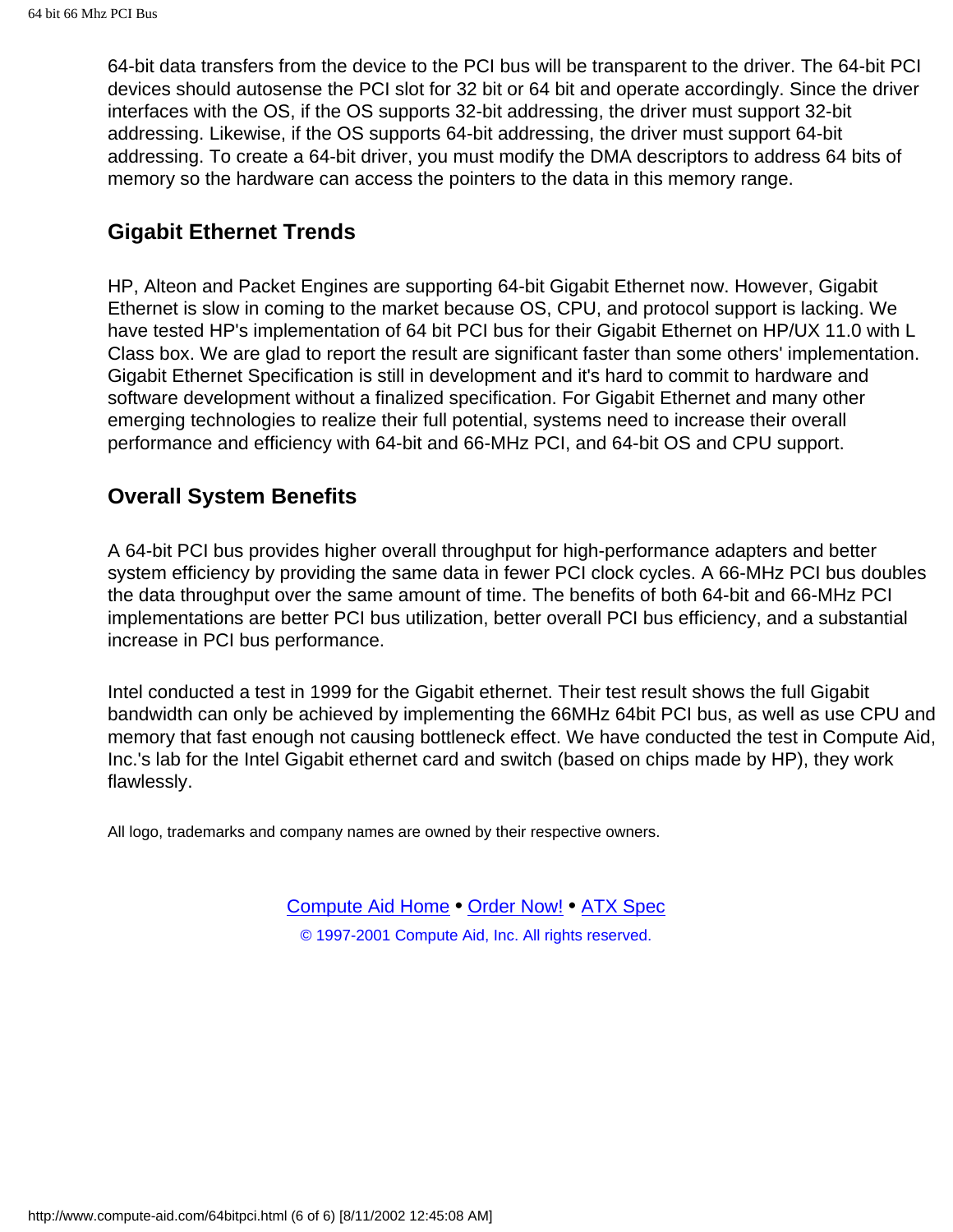64-bit data transfers from the device to the PCI bus will be transparent to the driver. The 64-bit PCI devices should autosense the PCI slot for 32 bit or 64 bit and operate accordingly. Since the driver interfaces with the OS, if the OS supports 32-bit addressing, the driver must support 32-bit addressing. Likewise, if the OS supports 64-bit addressing, the driver must support 64-bit addressing. To create a 64-bit driver, you must modify the DMA descriptors to address 64 bits of memory so the hardware can access the pointers to the data in this memory range.

## Gigabit Ethernet Trends

HP, Alteon and Packet Engines are supporting 64-bit Gigabit Ethernet now. However, Gigabit Ethernet is slow in coming to the market because OS, CPU, and protocol support is lacking. We have tested HP's implementation of 64 bit PCI bus for their Gigabit Ethernet on HP/UX 11.0 with L Class box. We are glad to report the result are significant faster than some others' implementation. Gigabit Ethernet Specification is still in development and it's hard to commit to hardware and software development without a finalized specification. For Gigabit Ethernet and many other emerging technologies to realize their full potential, systems need to increase their overall performance and efficiency with 64-bit and 66-MHz PCI, and 64-bit OS and CPU support.

## Overall System Benefits

A 64-bit PCI bus provides higher overall throughput for high-performance adapters and better system efficiency by providing the same data in fewer PCI clock cycles. A 66-MHz PCI bus doubles the data throughput over the same amount of time. The benefits of both 64-bit and 66-MHz PCI implementations are better PCI bus utilization, better overall PCI bus efficiency, and a substantial increase in PCI bus performance.

Intel conducted a test in 1999 for the Gigabit ethernet. Their test result shows the full Gigabit bandwidth can only be achieved by implementing the 66MHz 64bit PCI bus, as well as use CPU and memory that fast enough not causing bottleneck effect. We have conducted the test in Compute Aid, Inc.'s lab for the Intel Gigabit ethernet card and switch (based on chips made by HP), they work flawlessly.

All logo, trademarks and company names are owned by their respective owners.

Compute Aid Home • Order Now! • ATX Spec

© 1997-2001 Compute Aid, Inc. All rights reserved.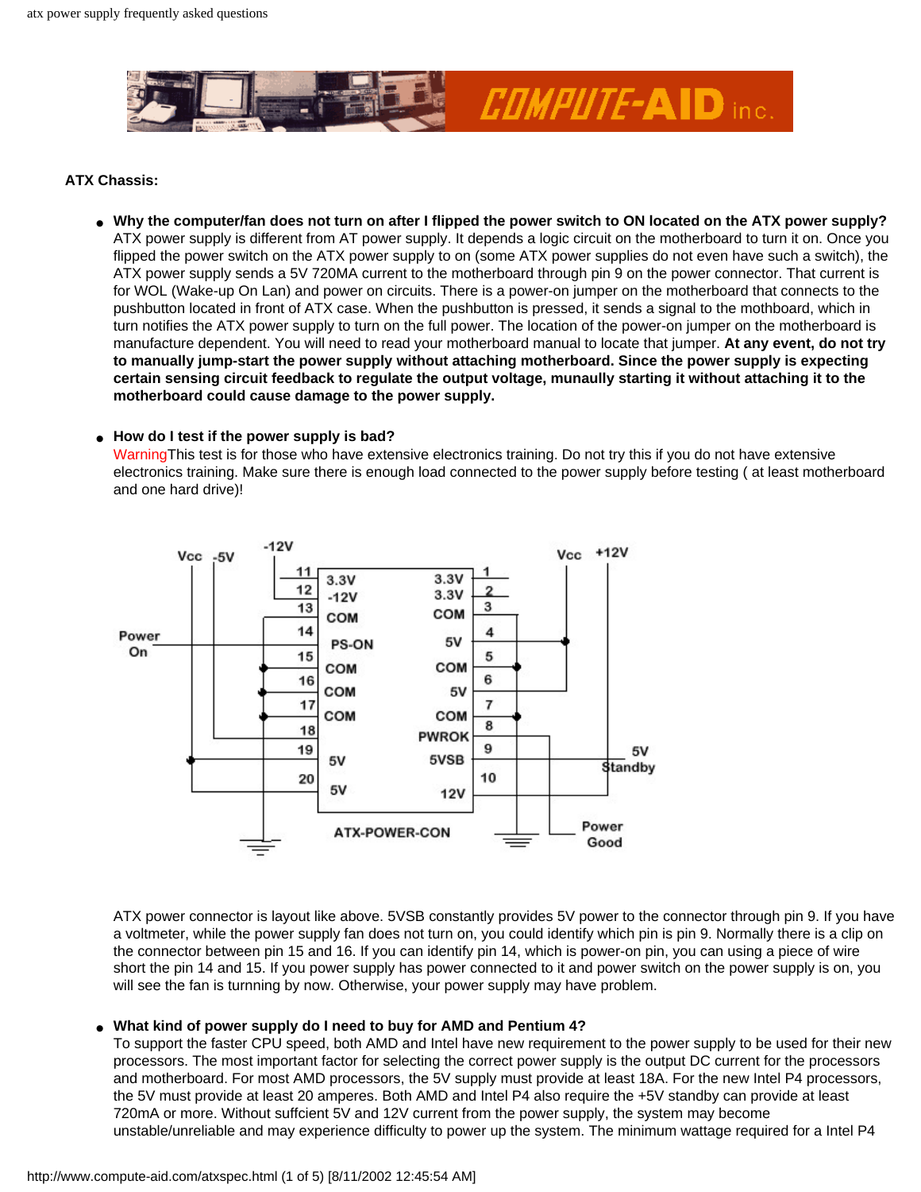**ATX Chassis:**

- **Why the computer/fan does not turn on after I flipped the power switch to ON located on the ATX power supply?**
  ATX power supply is different from AT power supply. It depends a logic circuit on the motherboard to turn it on. Once you flipped the power switch on the ATX power supply to on (some ATX power supplies do not even have such a switch), the ATX power supply sends a 5V 720MA current to the motherboard through pin 9 on the power connector. That current is for WOL (Wake-up On Lan) and power on circuits. There is a power-on jumper on the motherboard that connects to the pushbutton located in front of ATX case. When the pushbutton is pressed, it sends a signal to the mothboard, which in turn notifies the ATX power supply to turn on the full power. The location of the power-on jumper on the motherboard is manufacture dependent. You will need to read your motherboard manual to locate that jumper. **At any event, do not try to manually jump-start the power supply without attaching motherboard. Since the power supply is expecting certain sensing circuit feedback to regulate the output voltage, munually starting it without attaching it to the motherboard could cause damage to the power supply.**

- **How do I test if the power supply is bad?**
  WarningThis test is for those who have extensive electronics training. Do not try this if you do not have extensive electronics training. Make sure there is enough load connected to the power supply before testing ( at least motherboard and one hard drive)!

  ATX power connector is layout like above. 5VSB constantly provides 5V power to the connector through pin 9. If you have a voltmeter, while the power supply fan does not turn on, you could identify which pin is pin 9. Normally there is a clip on the connector between pin 15 and 16. If you can identify pin 14, which is power-on pin, you can using a piece of wire short the pin 14 and 15. If you power supply has power connected to it and power switch on the power supply is on, you will see the fan is turnning by now. Otherwise, your power supply may have problem.

- **What kind of power supply do I need to buy for AMD and Pentium 4?**
  To support the faster CPU speed, both AMD and Intel have new requirement to the power supply to be used for their new processors. The most important factor for selecting the correct power supply is the output DC current for the processors and motherboard. For most AMD processors, the 5V supply must provide at least 18A. For the new Intel P4 processors, the 5V must provide at least 20 amperes. Both AMD and Intel P4 also require the +5V standby can provide at least 720mA or more. Without suffcient 5V and 12V current from the power supply, the system may become unstable/unreliable and may experience difficulty to power up the system. The minimum wattage required for a Intel P4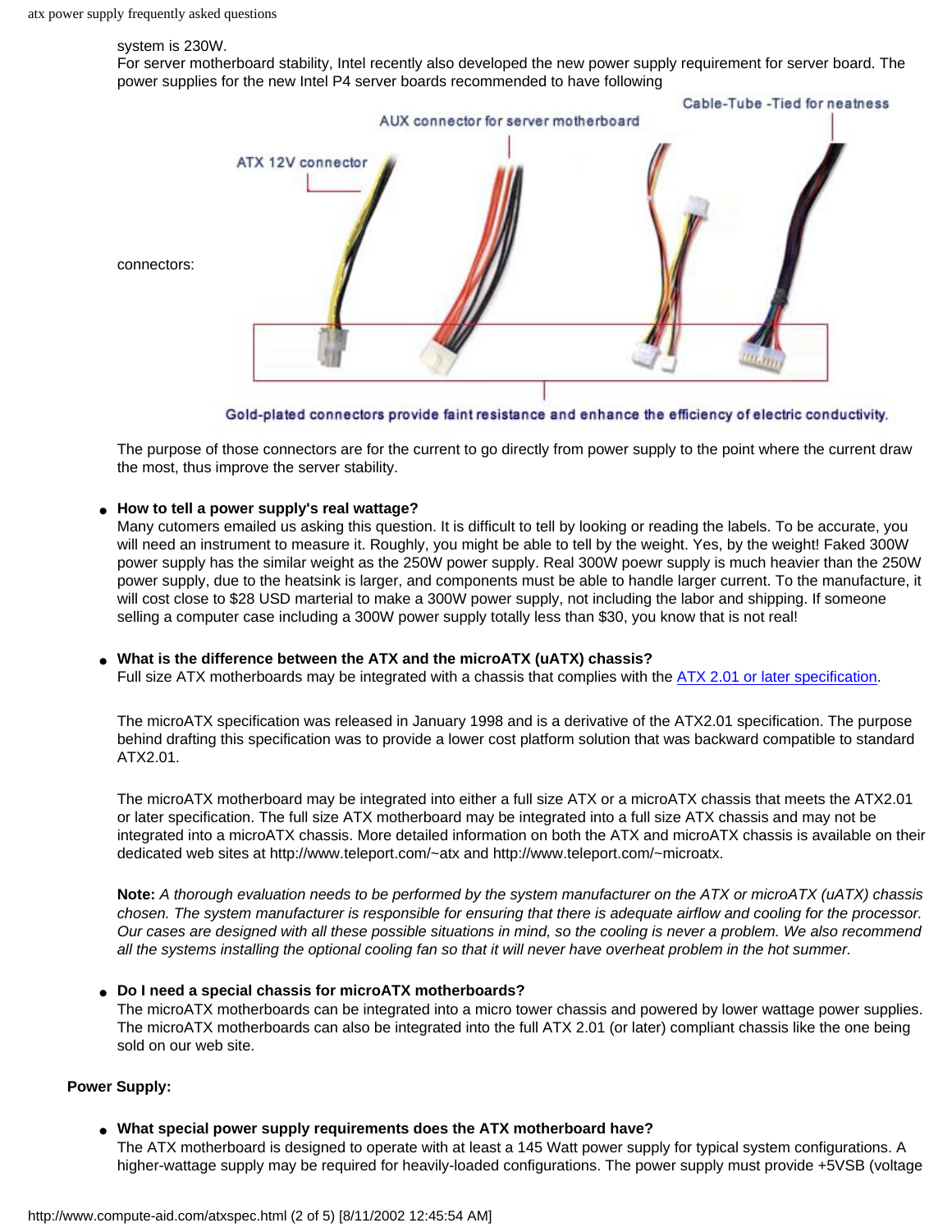system is 230W.
For server motherboard stability, Intel recently also developed the new power supply requirement for server board. The power supplies for the new Intel P4 server boards recommended to have following connectors:

The purpose of those connectors are for the current to go directly from power supply to the point where the current draw the most, thus improve the server stability.

- **How to tell a power supply's real wattage?**
  Many cutomers emailed us asking this question. It is difficult to tell by looking or reading the labels. To be accurate, you will need an instrument to measure it. Roughly, you might be able to tell by the weight. Yes, by the weight! Faked 300W power supply has the similar weight as the 250W power supply. Real 300W poewr supply is much heavier than the 250W power supply, due to the heatsink is larger, and components must be able to handle larger current. To the manufacture, it will cost close to $28 USD marterial to make a 300W power supply, not including the labor and shipping. If someone selling a computer case including a 300W power supply totally less than $30, you know that is not real!

- **What is the difference between the ATX and the microATX (uATX) chassis?**
  Full size ATX motherboards may be integrated with a chassis that complies with the [ATX 2.01 or later specification](ATX 2.01 or later specification).

  The microATX specification was released in January 1998 and is a derivative of the ATX2.01 specification. The purpose behind drafting this specification was to provide a lower cost platform solution that was backward compatible to standard ATX2.01.

  The microATX motherboard may be integrated into either a full size ATX or a microATX chassis that meets the ATX2.01 or later specification. The full size ATX motherboard may be integrated into a full size ATX chassis and may not be integrated into a microATX chassis. More detailed information on both the ATX and microATX chassis is available on their dedicated web sites at http://www.teleport.com/~atx and http://www.teleport.com/~microatx.

  **Note:** *A thorough evaluation needs to be performed by the system manufacturer on the ATX or microATX (uATX) chassis chosen. The system manufacturer is responsible for ensuring that there is adequate airflow and cooling for the processor. Our cases are designed with all these possible situations in mind, so the cooling is never a problem. We also recommend all the systems installing the optional cooling fan so that it will never have overheat problem in the hot summer.*

- **Do I need a special chassis for microATX motherboards?**
  The microATX motherboards can be integrated into a micro tower chassis and powered by lower wattage power supplies. The microATX motherboards can also be integrated into the full ATX 2.01 (or later) compliant chassis like the one being sold on our web site.

**Power Supply:**

- **What special power supply requirements does the ATX motherboard have?**
  The ATX motherboard is designed to operate with at least a 145 Watt power supply for typical system configurations. A higher-wattage supply may be required for heavily-loaded configurations. The power supply must provide +5VSB (voltage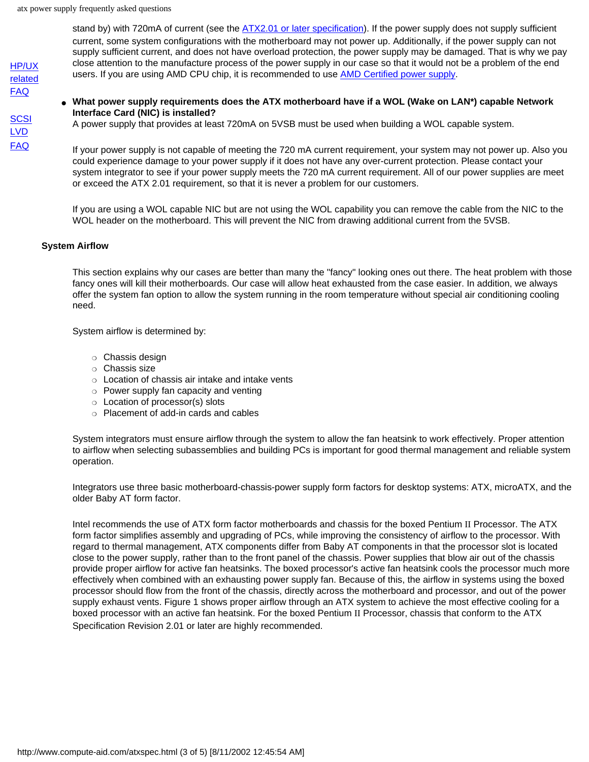stand by) with 720mA of current (see the ATX2.01 or later specification). If the power supply does not supply sufficient current, some system configurations with the motherboard may not power up. Additionally, if the power supply can not supply sufficient current, and does not have overload protection, the power supply may be damaged. That is why we pay close attention to the manufacture process of the power supply in our case so that it would not be a problem of the end users. If you are using AMD CPU chip, it is recommended to use AMD Certified power supply.

HP/UX related FAQ

SCSI LVD FAQ

- **What power supply requirements does the ATX motherboard have if a WOL (Wake on LAN*) capable Network Interface Card (NIC) is installed?**
  A power supply that provides at least 720mA on 5VSB must be used when building a WOL capable system.

  If your power supply is not capable of meeting the 720 mA current requirement, your system may not power up. Also you could experience damage to your power supply if it does not have any over-current protection. Please contact your system integrator to see if your power supply meets the 720 mA current requirement. All of our power supplies are meet or exceed the ATX 2.01 requirement, so that it is never a problem for our customers.

  If you are using a WOL capable NIC but are not using the WOL capability you can remove the cable from the NIC to the WOL header on the motherboard. This will prevent the NIC from drawing additional current from the 5VSB.

**System Airflow**

This section explains why our cases are better than many the "fancy" looking ones out there. The heat problem with those fancy ones will kill their motherboards. Our case will allow heat exhausted from the case easier. In addition, we always offer the system fan option to allow the system running in the room temperature without special air conditioning cooling need.

System airflow is determined by:

- Chassis design
- Chassis size
- Location of chassis air intake and intake vents
- Power supply fan capacity and venting
- Location of processor(s) slots
- Placement of add-in cards and cables

System integrators must ensure airflow through the system to allow the fan heatsink to work effectively. Proper attention to airflow when selecting subassemblies and building PCs is important for good thermal management and reliable system operation.

Integrators use three basic motherboard-chassis-power supply form factors for desktop systems: ATX, microATX, and the older Baby AT form factor.

Intel recommends the use of ATX form factor motherboards and chassis for the boxed Pentium II Processor. The ATX form factor simplifies assembly and upgrading of PCs, while improving the consistency of airflow to the processor. With regard to thermal management, ATX components differ from Baby AT components in that the processor slot is located close to the power supply, rather than to the front panel of the chassis. Power supplies that blow air out of the chassis provide proper airflow for active fan heatsinks. The boxed processor's active fan heatsink cools the processor much more effectively when combined with an exhausting power supply fan. Because of this, the airflow in systems using the boxed processor should flow from the front of the chassis, directly across the motherboard and processor, and out of the power supply exhaust vents. Figure 1 shows proper airflow through an ATX system to achieve the most effective cooling for a boxed processor with an active fan heatsink. For the boxed Pentium II Processor, chassis that conform to the ATX Specification Revision 2.01 or later are highly recommended.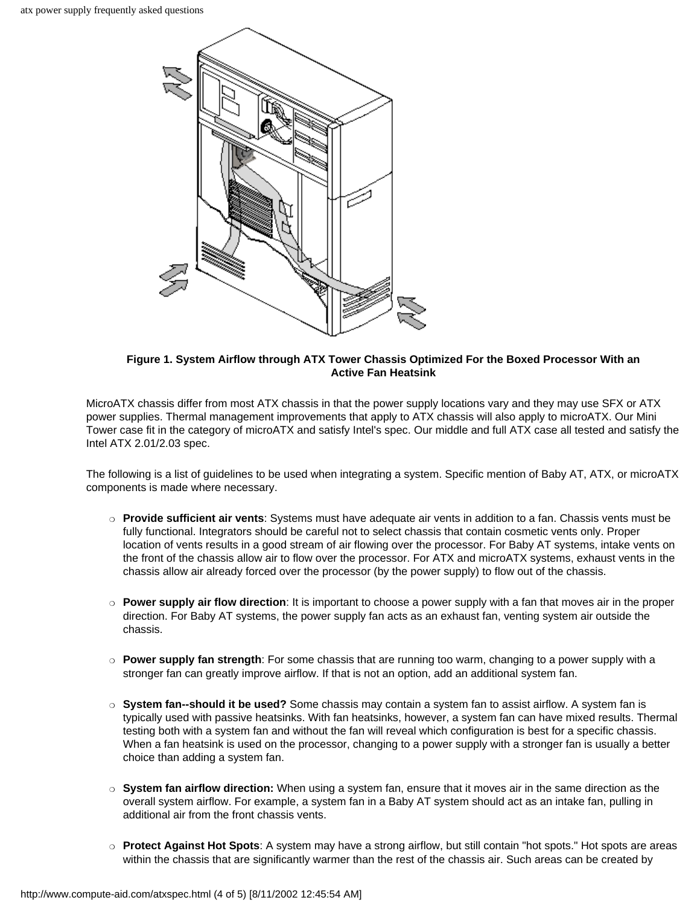**Figure 1. System Airflow through ATX Tower Chassis Optimized For the Boxed Processor With an Active Fan Heatsink**

MicroATX chassis differ from most ATX chassis in that the power supply locations vary and they may use SFX or ATX power supplies. Thermal management improvements that apply to ATX chassis will also apply to microATX. Our Mini Tower case fit in the category of microATX and satisfy Intel's spec. Our middle and full ATX case all tested and satisfy the Intel ATX 2.01/2.03 spec.

The following is a list of guidelines to be used when integrating a system. Specific mention of Baby AT, ATX, or microATX components is made where necessary.

- **Provide sufficient air vents**: Systems must have adequate air vents in addition to a fan. Chassis vents must be fully functional. Integrators should be careful not to select chassis that contain cosmetic vents only. Proper location of vents results in a good stream of air flowing over the processor. For Baby AT systems, intake vents on the front of the chassis allow air to flow over the processor. For ATX and microATX systems, exhaust vents in the chassis allow air already forced over the processor (by the power supply) to flow out of the chassis.
- **Power supply air flow direction**: It is important to choose a power supply with a fan that moves air in the proper direction. For Baby AT systems, the power supply fan acts as an exhaust fan, venting system air outside the chassis.
- **Power supply fan strength**: For some chassis that are running too warm, changing to a power supply with a stronger fan can greatly improve airflow. If that is not an option, add an additional system fan.
- **System fan--should it be used?** Some chassis may contain a system fan to assist airflow. A system fan is typically used with passive heatsinks. With fan heatsinks, however, a system fan can have mixed results. Thermal testing both with a system fan and without the fan will reveal which configuration is best for a specific chassis. When a fan heatsink is used on the processor, changing to a power supply with a stronger fan is usually a better choice than adding a system fan.
- **System fan airflow direction:** When using a system fan, ensure that it moves air in the same direction as the overall system airflow. For example, a system fan in a Baby AT system should act as an intake fan, pulling in additional air from the front chassis vents.
- **Protect Against Hot Spots**: A system may have a strong airflow, but still contain "hot spots." Hot spots are areas within the chassis that are significantly warmer than the rest of the chassis air. Such areas can be created by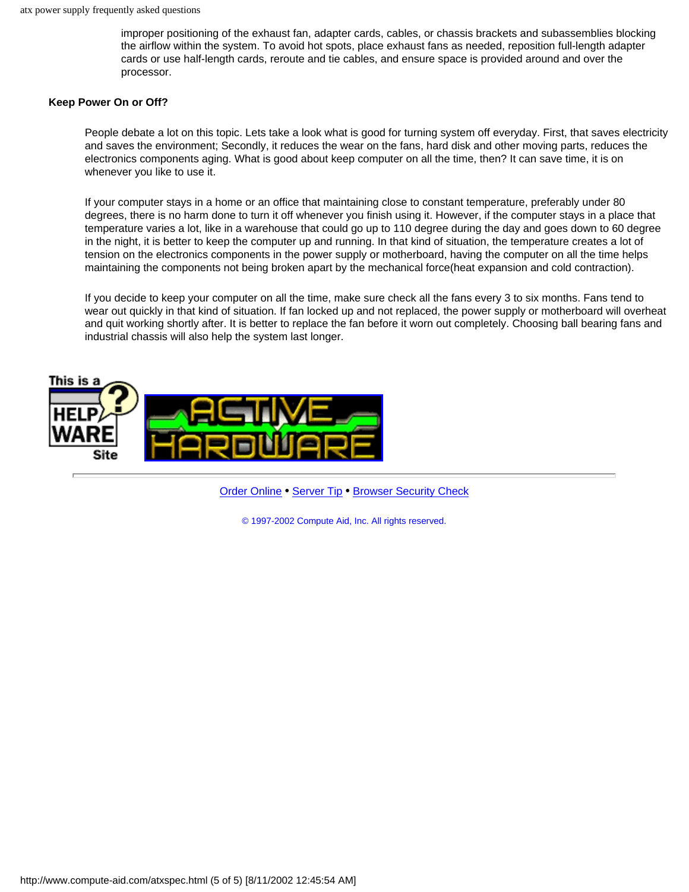improper positioning of the exhaust fan, adapter cards, cables, or chassis brackets and subassemblies blocking the airflow within the system. To avoid hot spots, place exhaust fans as needed, reposition full-length adapter cards or use half-length cards, reroute and tie cables, and ensure space is provided around and over the processor.

**Keep Power On or Off?**

People debate a lot on this topic. Lets take a look what is good for turning system off everyday. First, that saves electricity and saves the environment; Secondly, it reduces the wear on the fans, hard disk and other moving parts, reduces the electronics components aging. What is good about keep computer on all the time, then? It can save time, it is on whenever you like to use it.

If your computer stays in a home or an office that maintaining close to constant temperature, preferably under 80 degrees, there is no harm done to turn it off whenever you finish using it. However, if the computer stays in a place that temperature varies a lot, like in a warehouse that could go up to 110 degree during the day and goes down to 60 degree in the night, it is better to keep the computer up and running. In that kind of situation, the temperature creates a lot of tension on the electronics components in the power supply or motherboard, having the computer on all the time helps maintaining the components not being broken apart by the mechanical force(heat expansion and cold contraction).

If you decide to keep your computer on all the time, make sure check all the fans every 3 to six months. Fans tend to wear out quickly in that kind of situation. If fan locked up and not replaced, the power supply or motherboard will overheat and quit working shortly after. It is better to replace the fan before it worn out completely. Choosing ball bearing fans and industrial chassis will also help the system last longer.

---

Order Online • Server Tip • Browser Security Check

© 1997-2002 Compute Aid, Inc. All rights reserved.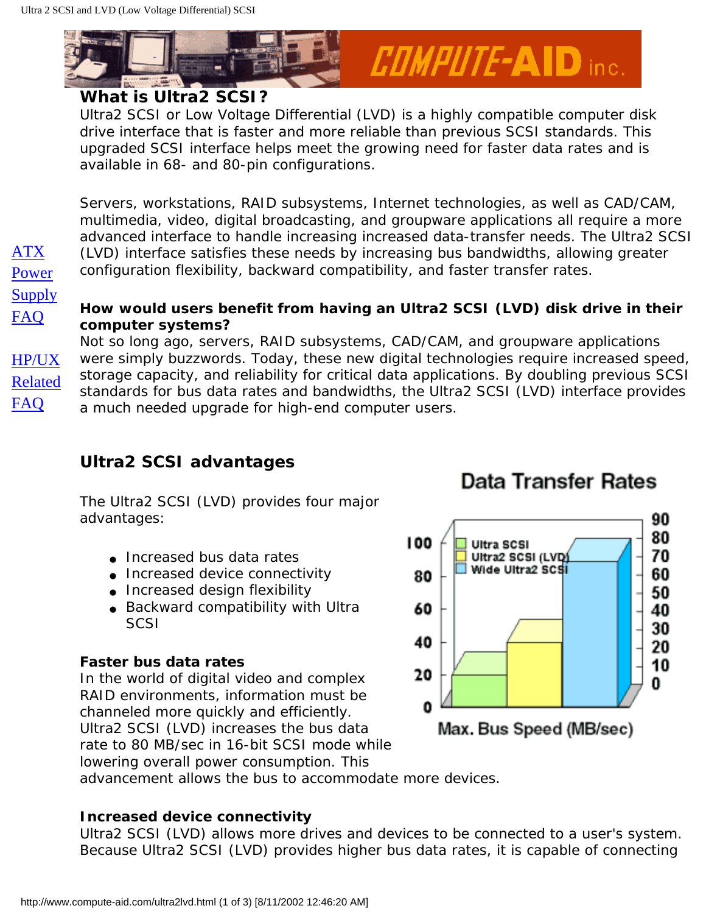## What is Ultra2 SCSI?

Ultra2 SCSI or Low Voltage Differential (LVD) is a highly compatible computer disk drive interface that is faster and more reliable than previous SCSI standards. This upgraded SCSI interface helps meet the growing need for faster data rates and is available in 68- and 80-pin configurations.

Servers, workstations, RAID subsystems, Internet technologies, as well as CAD/CAM, multimedia, video, digital broadcasting, and groupware applications all require a more advanced interface to handle increasing increased data-transfer needs. The Ultra2 SCSI (LVD) interface satisfies these needs by increasing bus bandwidths, allowing greater configuration flexibility, backward compatibility, and faster transfer rates.

[ATX Power Supply FAQ](#)

[HP/UX Related FAQ](#)

**How would users benefit from having an Ultra2 SCSI (LVD) disk drive in their computer systems?**

Not so long ago, servers, RAID subsystems, CAD/CAM, and groupware applications were simply buzzwords. Today, these new digital technologies require increased speed, storage capacity, and reliability for critical data applications. By doubling previous SCSI standards for bus data rates and bandwidths, the Ultra2 SCSI (LVD) interface provides a much needed upgrade for high-end computer users.

## Ultra2 SCSI advantages

The Ultra2 SCSI (LVD) provides four major advantages:

- Increased bus data rates
- Increased device connectivity
- Increased design flexibility
- Backward compatibility with Ultra SCSI

**Data Transfer Rates**

Ultra SCSI, Ultra2 SCSI (LVD), Wide Ultra2 SCSI

Max. Bus Speed (MB/sec)

**Faster bus data rates**

In the world of digital video and complex RAID environments, information must be channeled more quickly and efficiently. Ultra2 SCSI (LVD) increases the bus data rate to 80 MB/sec in 16-bit SCSI mode while lowering overall power consumption. This advancement allows the bus to accommodate more devices.

**Increased device connectivity**

Ultra2 SCSI (LVD) allows more drives and devices to be connected to a user's system. Because Ultra2 SCSI (LVD) provides higher bus data rates, it is capable of connecting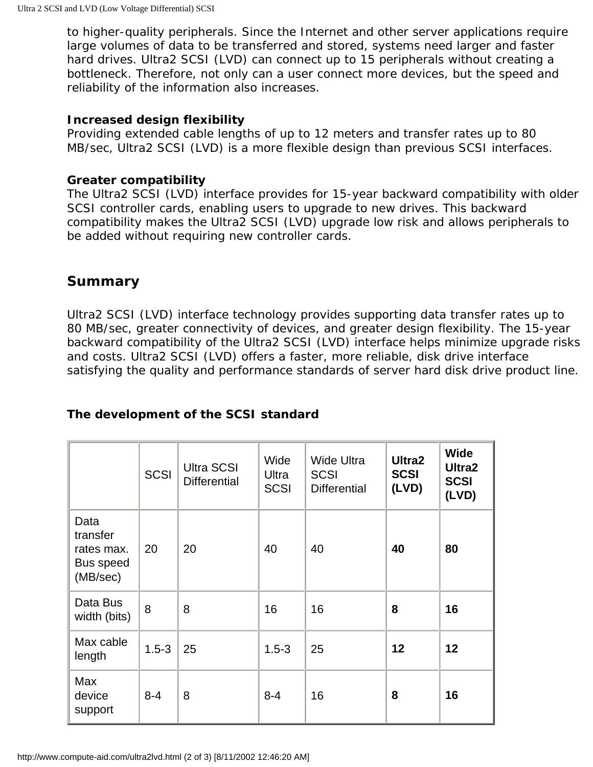to higher-quality peripherals. Since the Internet and other server applications require large volumes of data to be transferred and stored, systems need larger and faster hard drives. Ultra2 SCSI (LVD) can connect up to 15 peripherals without creating a bottleneck. Therefore, not only can a user connect more devices, but the speed and reliability of the information also increases.

**Increased design flexibility**
Providing extended cable lengths of up to 12 meters and transfer rates up to 80 MB/sec, Ultra2 SCSI (LVD) is a more flexible design than previous SCSI interfaces.

**Greater compatibility**
The Ultra2 SCSI (LVD) interface provides for 15-year backward compatibility with older SCSI controller cards, enabling users to upgrade to new drives. This backward compatibility makes the Ultra2 SCSI (LVD) upgrade low risk and allows peripherals to be added without requiring new controller cards.

## Summary

Ultra2 SCSI (LVD) interface technology provides supporting data transfer rates up to 80 MB/sec, greater connectivity of devices, and greater design flexibility. The 15-year backward compatibility of the Ultra2 SCSI (LVD) interface helps minimize upgrade risks and costs. Ultra2 SCSI (LVD) offers a faster, more reliable, disk drive interface satisfying the quality and performance standards of server hard disk drive product line.

**The development of the SCSI standard**

| | SCSI | Ultra SCSI Differential | Wide Ultra SCSI | Wide Ultra SCSI Differential | **Ultra2 SCSI (LVD)** | **Wide Ultra2 SCSI (LVD)** |
|---|---|---|---|---|---|---|
| Data transfer rates max. Bus speed (MB/sec) | 20 | 20 | 40 | 40 | **40** | **80** |
| Data Bus width (bits) | 8 | 8 | 16 | 16 | **8** | **16** |
| Max cable length | 1.5-3 | 25 | 1.5-3 | 25 | **12** | **12** |
| Max device support | 8-4 | 8 | 8-4 | 16 | **8** | **16** |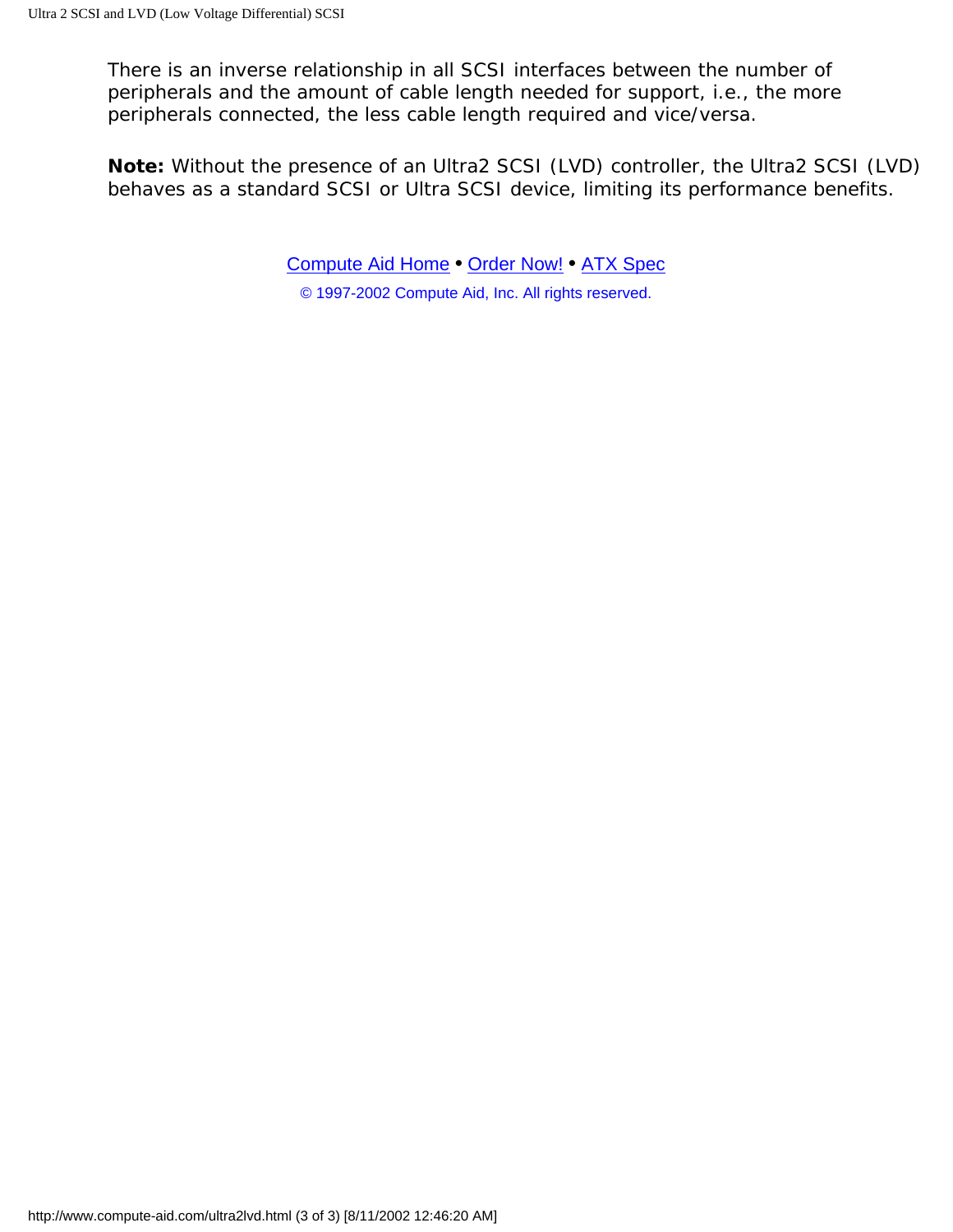There is an inverse relationship in all SCSI interfaces between the number of peripherals and the amount of cable length needed for support, i.e., the more peripherals connected, the less cable length required and vice/versa.

**Note:** Without the presence of an Ultra2 SCSI (LVD) controller, the Ultra2 SCSI (LVD) behaves as a standard SCSI or Ultra SCSI device, limiting its performance benefits.

Compute Aid Home • Order Now! • ATX Spec

© 1997-2002 Compute Aid, Inc. All rights reserved.